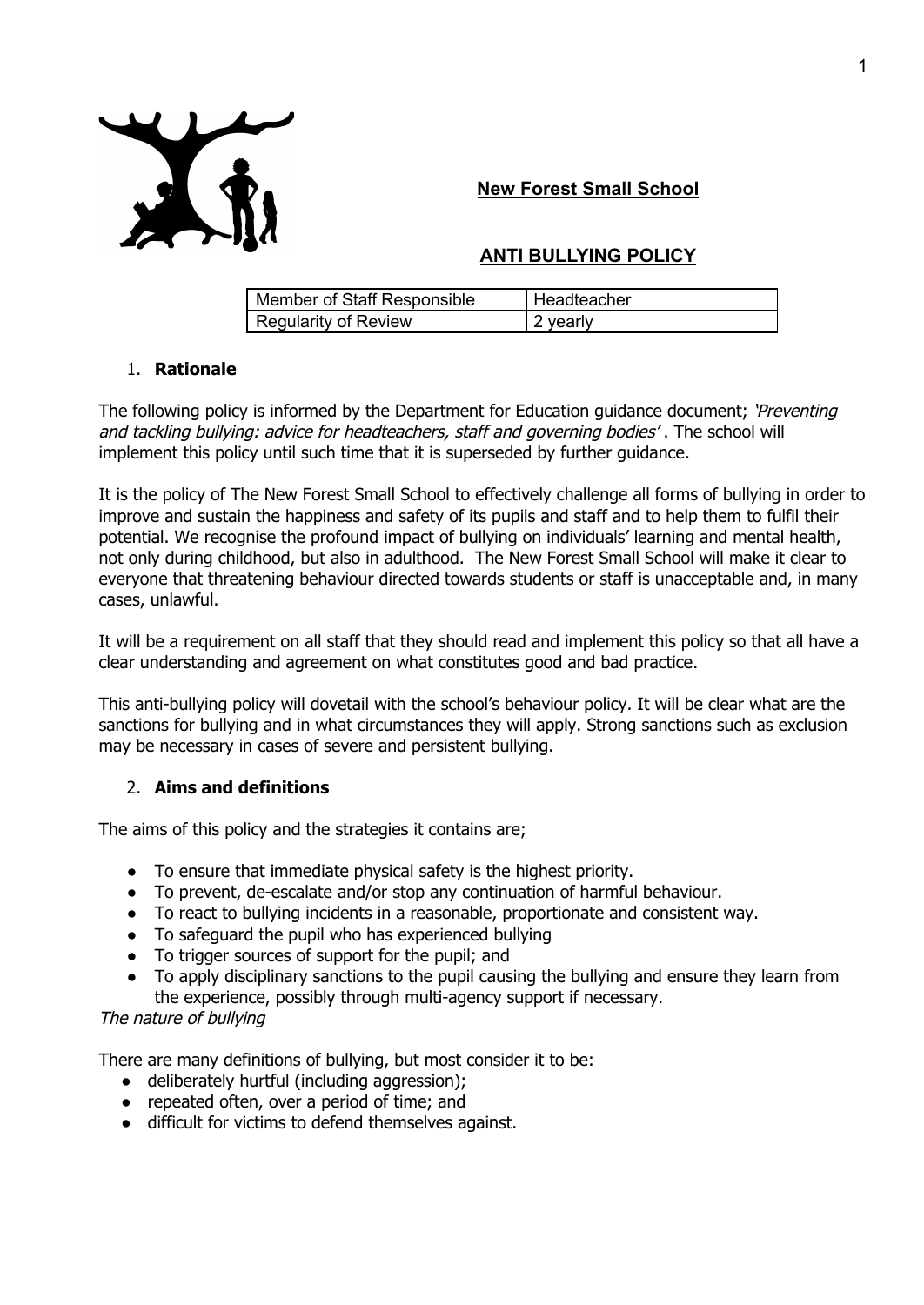## New Forest Small School

## ANTI BULLYING POLICY

| Member of Staff Responsible | Headteacher |
|---|---|
| Regularity of Review | 2 yearly |

### 1. Rationale

The following policy is informed by the Department for Education guidance document; *'Preventing and tackling bullying: advice for headteachers, staff and governing bodies'* . The school will implement this policy until such time that it is superseded by further guidance.

It is the policy of The New Forest Small School to effectively challenge all forms of bullying in order to improve and sustain the happiness and safety of its pupils and staff and to help them to fulfil their potential. We recognise the profound impact of bullying on individuals' learning and mental health, not only during childhood, but also in adulthood. The New Forest Small School will make it clear to everyone that threatening behaviour directed towards students or staff is unacceptable and, in many cases, unlawful.

It will be a requirement on all staff that they should read and implement this policy so that all have a clear understanding and agreement on what constitutes good and bad practice.

This anti-bullying policy will dovetail with the school's behaviour policy. It will be clear what are the sanctions for bullying and in what circumstances they will apply. Strong sanctions such as exclusion may be necessary in cases of severe and persistent bullying.

### 2. Aims and definitions

The aims of this policy and the strategies it contains are;

- To ensure that immediate physical safety is the highest priority.
- To prevent, de-escalate and/or stop any continuation of harmful behaviour.
- To react to bullying incidents in a reasonable, proportionate and consistent way.
- To safeguard the pupil who has experienced bullying
- To trigger sources of support for the pupil; and
- To apply disciplinary sanctions to the pupil causing the bullying and ensure they learn from the experience, possibly through multi-agency support if necessary.

*The nature of bullying*

There are many definitions of bullying, but most consider it to be:

- deliberately hurtful (including aggression);
- repeated often, over a period of time; and
- difficult for victims to defend themselves against.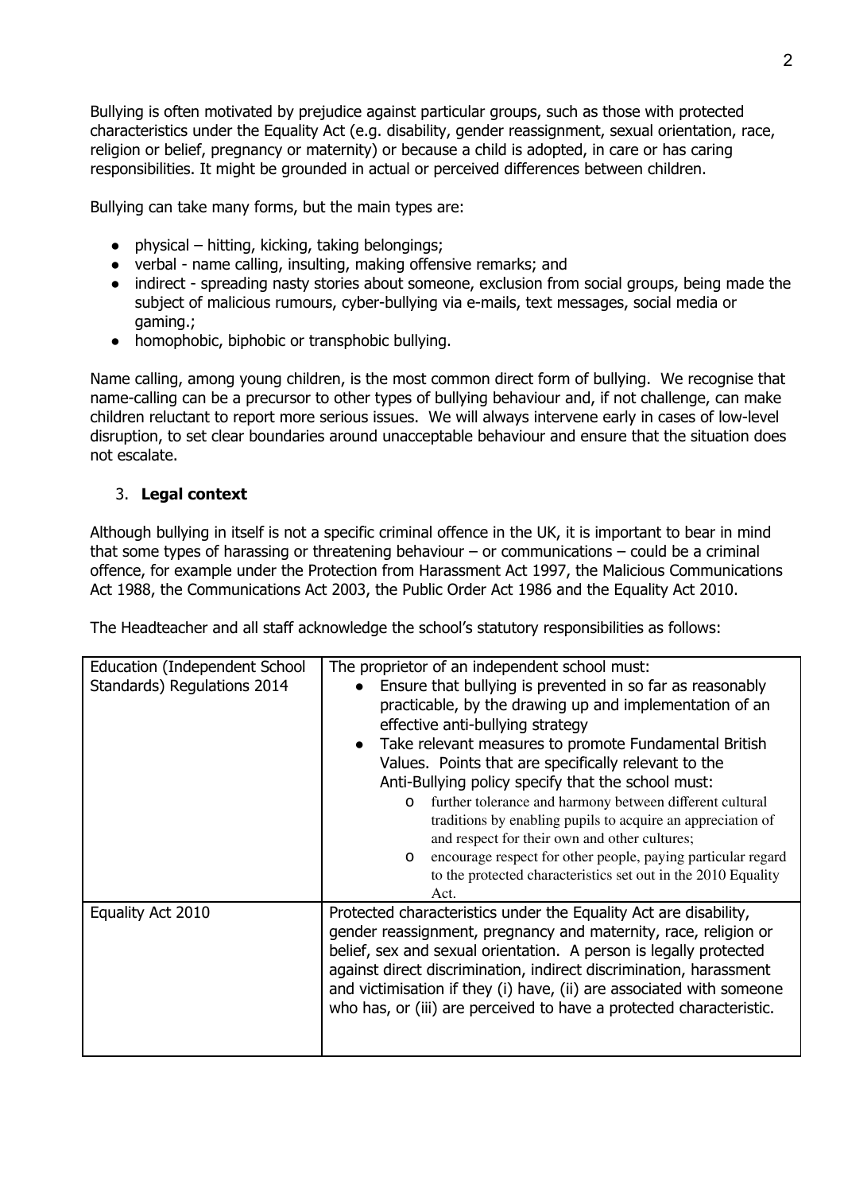Bullying is often motivated by prejudice against particular groups, such as those with protected characteristics under the Equality Act (e.g. disability, gender reassignment, sexual orientation, race, religion or belief, pregnancy or maternity) or because a child is adopted, in care or has caring responsibilities. It might be grounded in actual or perceived differences between children.

Bullying can take many forms, but the main types are:

- physical – hitting, kicking, taking belongings;
- verbal - name calling, insulting, making offensive remarks; and
- indirect - spreading nasty stories about someone, exclusion from social groups, being made the subject of malicious rumours, cyber-bullying via e-mails, text messages, social media or gaming.;
- homophobic, biphobic or transphobic bullying.

Name calling, among young children, is the most common direct form of bullying. We recognise that name-calling can be a precursor to other types of bullying behaviour and, if not challenge, can make children reluctant to report more serious issues. We will always intervene early in cases of low-level disruption, to set clear boundaries around unacceptable behaviour and ensure that the situation does not escalate.

## 3. **Legal context**

Although bullying in itself is not a specific criminal offence in the UK, it is important to bear in mind that some types of harassing or threatening behaviour – or communications – could be a criminal offence, for example under the Protection from Harassment Act 1997, the Malicious Communications Act 1988, the Communications Act 2003, the Public Order Act 1986 and the Equality Act 2010.

The Headteacher and all staff acknowledge the school's statutory responsibilities as follows:

| | |
|---|---|
| Education (Independent School Standards) Regulations 2014 | The proprietor of an independent school must:<br>• Ensure that bullying is prevented in so far as reasonably practicable, by the drawing up and implementation of an effective anti-bullying strategy<br>• Take relevant measures to promote Fundamental British Values. Points that are specifically relevant to the Anti-Bullying policy specify that the school must:<br>o further tolerance and harmony between different cultural traditions by enabling pupils to acquire an appreciation of and respect for their own and other cultures;<br>o encourage respect for other people, paying particular regard to the protected characteristics set out in the 2010 Equality Act. |
| Equality Act 2010 | Protected characteristics under the Equality Act are disability, gender reassignment, pregnancy and maternity, race, religion or belief, sex and sexual orientation. A person is legally protected against direct discrimination, indirect discrimination, harassment and victimisation if they (i) have, (ii) are associated with someone who has, or (iii) are perceived to have a protected characteristic. |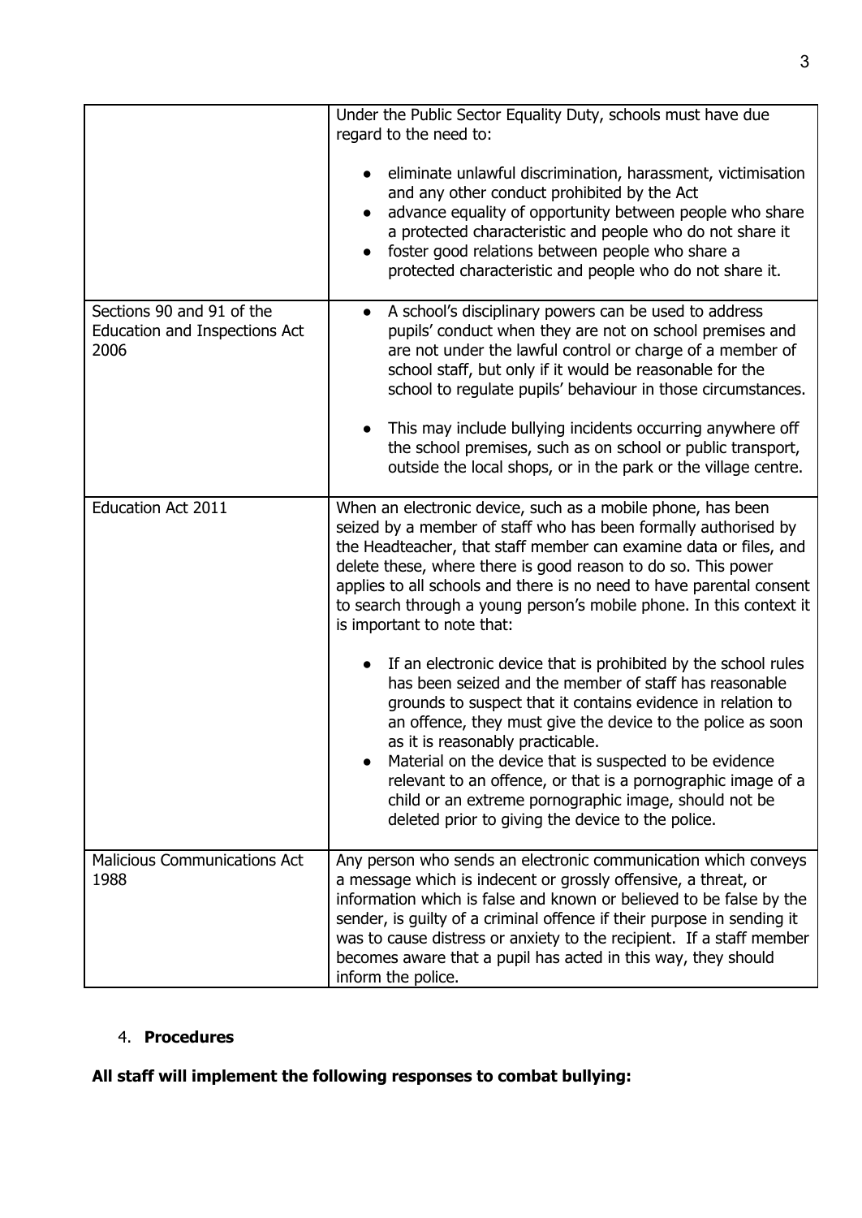| | |
|---|---|
| | Under the Public Sector Equality Duty, schools must have due regard to the need to:<br><br>• eliminate unlawful discrimination, harassment, victimisation and any other conduct prohibited by the Act<br>• advance equality of opportunity between people who share a protected characteristic and people who do not share it<br>• foster good relations between people who share a protected characteristic and people who do not share it. |
| Sections 90 and 91 of the Education and Inspections Act 2006 | • A school's disciplinary powers can be used to address pupils' conduct when they are not on school premises and are not under the lawful control or charge of a member of school staff, but only if it would be reasonable for the school to regulate pupils' behaviour in those circumstances.<br><br>• This may include bullying incidents occurring anywhere off the school premises, such as on school or public transport, outside the local shops, or in the park or the village centre. |
| Education Act 2011 | When an electronic device, such as a mobile phone, has been seized by a member of staff who has been formally authorised by the Headteacher, that staff member can examine data or files, and delete these, where there is good reason to do so. This power applies to all schools and there is no need to have parental consent to search through a young person's mobile phone. In this context it is important to note that:<br><br>• If an electronic device that is prohibited by the school rules has been seized and the member of staff has reasonable grounds to suspect that it contains evidence in relation to an offence, they must give the device to the police as soon as it is reasonably practicable.<br>• Material on the device that is suspected to be evidence relevant to an offence, or that is a pornographic image of a child or an extreme pornographic image, should not be deleted prior to giving the device to the police. |
| Malicious Communications Act 1988 | Any person who sends an electronic communication which conveys a message which is indecent or grossly offensive, a threat, or information which is false and known or believed to be false by the sender, is guilty of a criminal offence if their purpose in sending it was to cause distress or anxiety to the recipient. If a staff member becomes aware that a pupil has acted in this way, they should inform the police. |

4. **Procedures**

**All staff will implement the following responses to combat bullying:**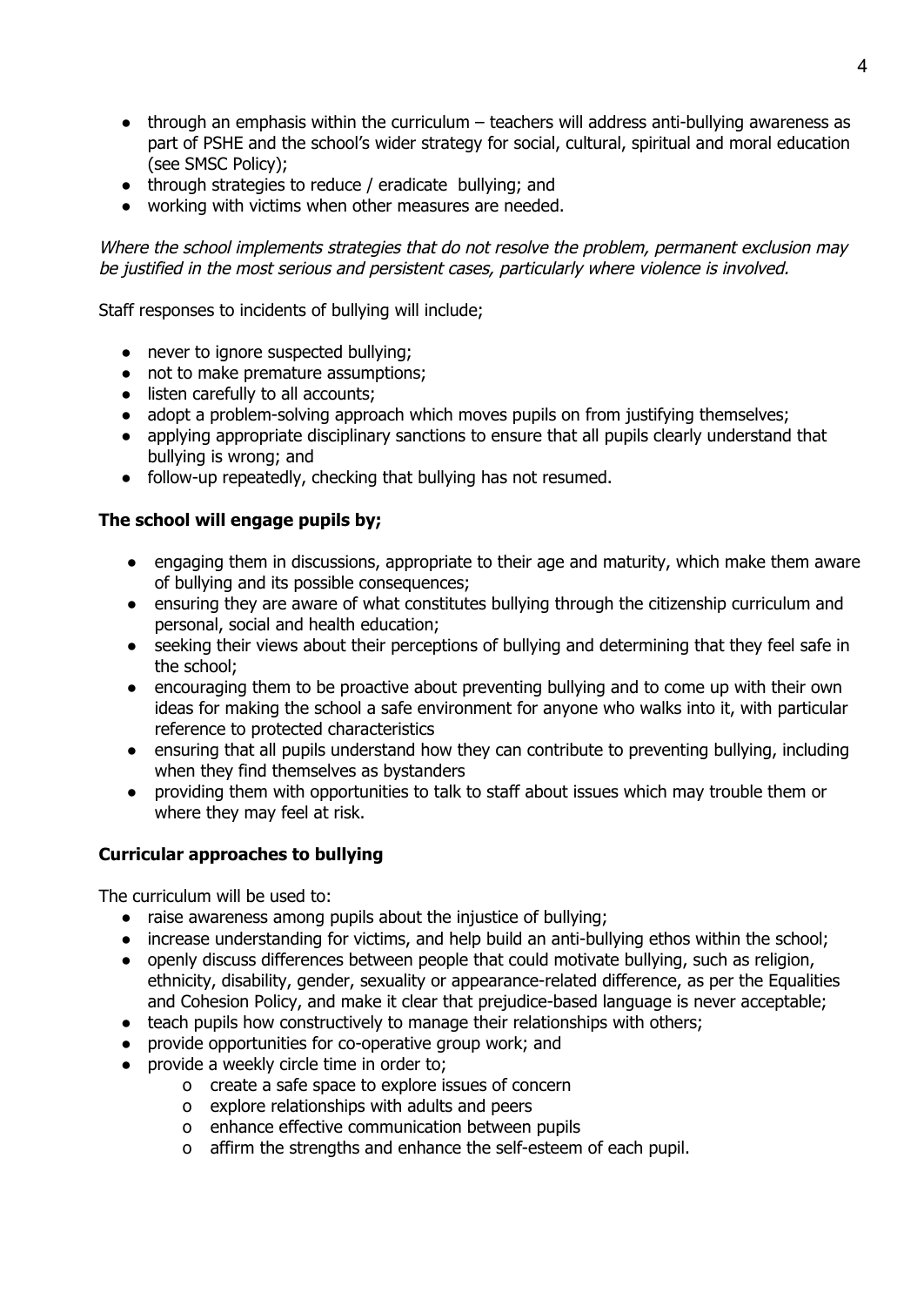- through an emphasis within the curriculum – teachers will address anti-bullying awareness as part of PSHE and the school's wider strategy for social, cultural, spiritual and moral education (see SMSC Policy);
- through strategies to reduce / eradicate bullying; and
- working with victims when other measures are needed.

*Where the school implements strategies that do not resolve the problem, permanent exclusion may be justified in the most serious and persistent cases, particularly where violence is involved.*

Staff responses to incidents of bullying will include;

- never to ignore suspected bullying;
- not to make premature assumptions;
- listen carefully to all accounts;
- adopt a problem-solving approach which moves pupils on from justifying themselves;
- applying appropriate disciplinary sanctions to ensure that all pupils clearly understand that bullying is wrong; and
- follow-up repeatedly, checking that bullying has not resumed.

**The school will engage pupils by;**

- engaging them in discussions, appropriate to their age and maturity, which make them aware of bullying and its possible consequences;
- ensuring they are aware of what constitutes bullying through the citizenship curriculum and personal, social and health education;
- seeking their views about their perceptions of bullying and determining that they feel safe in the school;
- encouraging them to be proactive about preventing bullying and to come up with their own ideas for making the school a safe environment for anyone who walks into it, with particular reference to protected characteristics
- ensuring that all pupils understand how they can contribute to preventing bullying, including when they find themselves as bystanders
- providing them with opportunities to talk to staff about issues which may trouble them or where they may feel at risk.

**Curricular approaches to bullying**

The curriculum will be used to:

- raise awareness among pupils about the injustice of bullying;
- increase understanding for victims, and help build an anti-bullying ethos within the school;
- openly discuss differences between people that could motivate bullying, such as religion, ethnicity, disability, gender, sexuality or appearance-related difference, as per the Equalities and Cohesion Policy, and make it clear that prejudice-based language is never acceptable;
- teach pupils how constructively to manage their relationships with others;
- provide opportunities for co-operative group work; and
- provide a weekly circle time in order to;
    - create a safe space to explore issues of concern
    - explore relationships with adults and peers
    - enhance effective communication between pupils
    - affirm the strengths and enhance the self-esteem of each pupil.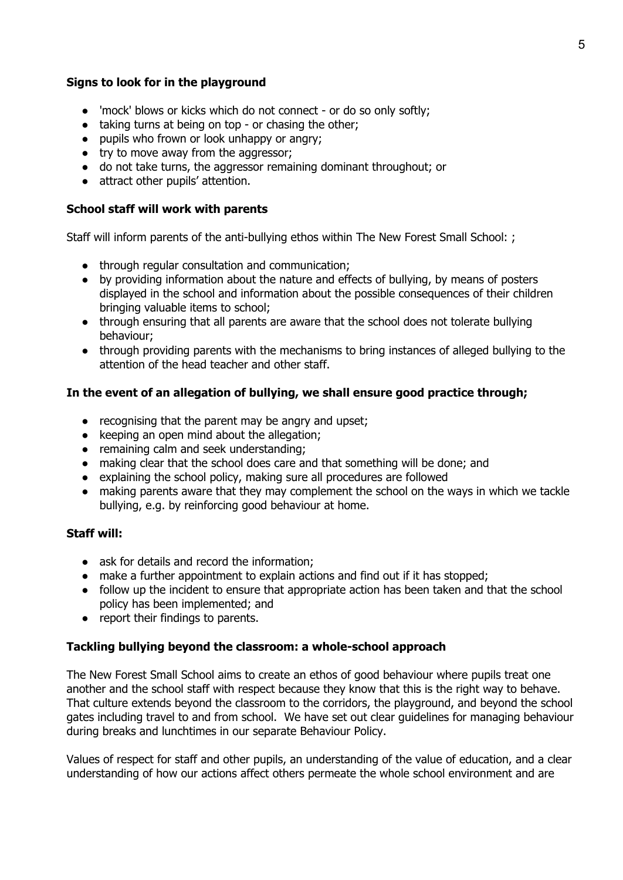**Signs to look for in the playground**

- 'mock' blows or kicks which do not connect - or do so only softly;
- taking turns at being on top - or chasing the other;
- pupils who frown or look unhappy or angry;
- try to move away from the aggressor;
- do not take turns, the aggressor remaining dominant throughout; or
- attract other pupils' attention.

**School staff will work with parents**

Staff will inform parents of the anti-bullying ethos within The New Forest Small School: ;

- through regular consultation and communication;
- by providing information about the nature and effects of bullying, by means of posters displayed in the school and information about the possible consequences of their children bringing valuable items to school;
- through ensuring that all parents are aware that the school does not tolerate bullying behaviour;
- through providing parents with the mechanisms to bring instances of alleged bullying to the attention of the head teacher and other staff.

**In the event of an allegation of bullying, we shall ensure good practice through;**

- recognising that the parent may be angry and upset;
- keeping an open mind about the allegation;
- remaining calm and seek understanding;
- making clear that the school does care and that something will be done; and
- explaining the school policy, making sure all procedures are followed
- making parents aware that they may complement the school on the ways in which we tackle bullying, e.g. by reinforcing good behaviour at home.

**Staff will:**

- ask for details and record the information;
- make a further appointment to explain actions and find out if it has stopped;
- follow up the incident to ensure that appropriate action has been taken and that the school policy has been implemented; and
- report their findings to parents.

**Tackling bullying beyond the classroom: a whole-school approach**

The New Forest Small School aims to create an ethos of good behaviour where pupils treat one another and the school staff with respect because they know that this is the right way to behave. That culture extends beyond the classroom to the corridors, the playground, and beyond the school gates including travel to and from school. We have set out clear guidelines for managing behaviour during breaks and lunchtimes in our separate Behaviour Policy.

Values of respect for staff and other pupils, an understanding of the value of education, and a clear understanding of how our actions affect others permeate the whole school environment and are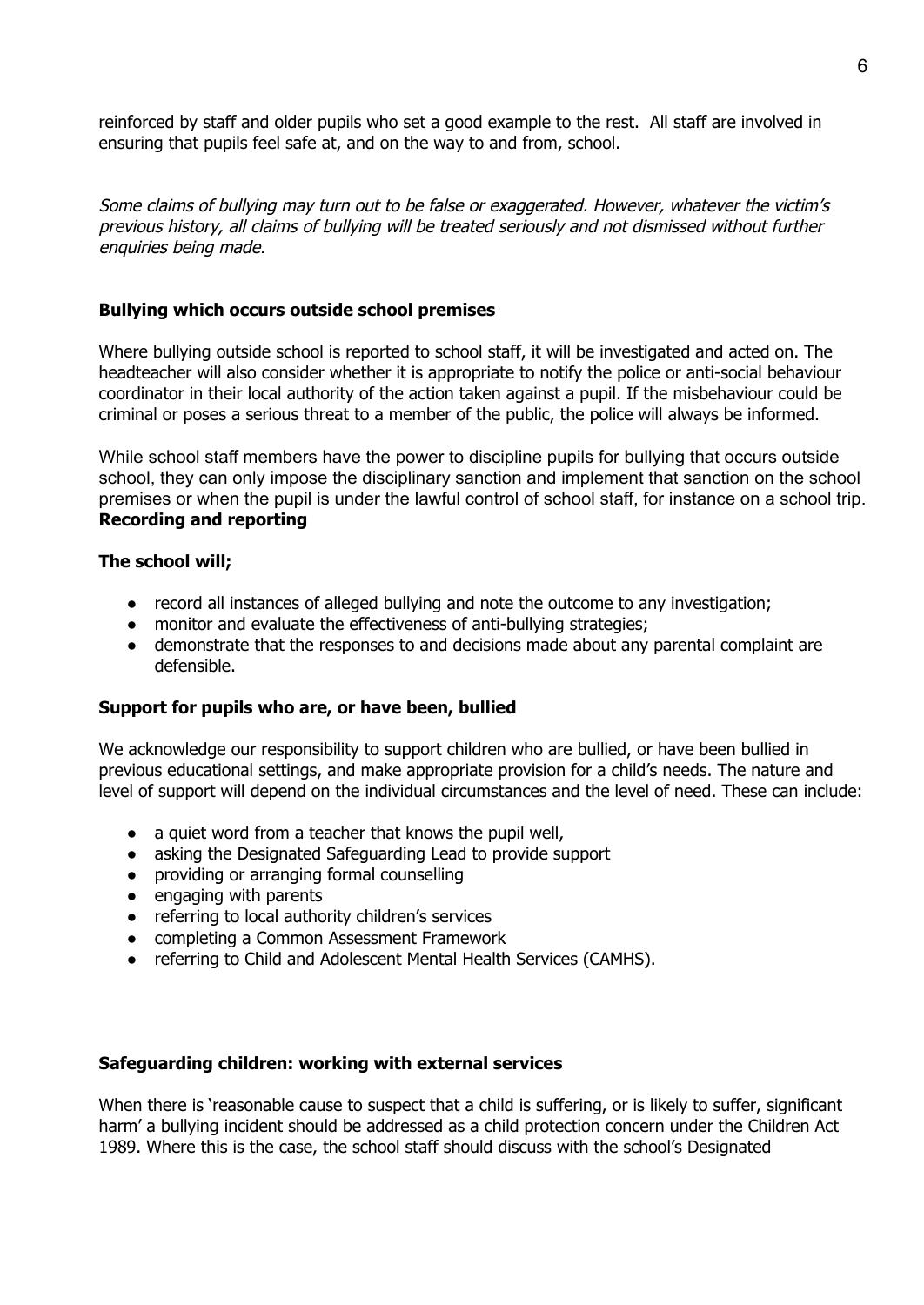reinforced by staff and older pupils who set a good example to the rest. All staff are involved in ensuring that pupils feel safe at, and on the way to and from, school.

*Some claims of bullying may turn out to be false or exaggerated. However, whatever the victim's previous history, all claims of bullying will be treated seriously and not dismissed without further enquiries being made.*

**Bullying which occurs outside school premises**

Where bullying outside school is reported to school staff, it will be investigated and acted on. The headteacher will also consider whether it is appropriate to notify the police or anti-social behaviour coordinator in their local authority of the action taken against a pupil. If the misbehaviour could be criminal or poses a serious threat to a member of the public, the police will always be informed.

While school staff members have the power to discipline pupils for bullying that occurs outside school, they can only impose the disciplinary sanction and implement that sanction on the school premises or when the pupil is under the lawful control of school staff, for instance on a school trip.

**Recording and reporting**

**The school will;**

- record all instances of alleged bullying and note the outcome to any investigation;
- monitor and evaluate the effectiveness of anti-bullying strategies;
- demonstrate that the responses to and decisions made about any parental complaint are defensible.

**Support for pupils who are, or have been, bullied**

We acknowledge our responsibility to support children who are bullied, or have been bullied in previous educational settings, and make appropriate provision for a child's needs. The nature and level of support will depend on the individual circumstances and the level of need. These can include:

- a quiet word from a teacher that knows the pupil well,
- asking the Designated Safeguarding Lead to provide support
- providing or arranging formal counselling
- engaging with parents
- referring to local authority children's services
- completing a Common Assessment Framework
- referring to Child and Adolescent Mental Health Services (CAMHS).

**Safeguarding children: working with external services**

When there is 'reasonable cause to suspect that a child is suffering, or is likely to suffer, significant harm' a bullying incident should be addressed as a child protection concern under the Children Act 1989. Where this is the case, the school staff should discuss with the school's Designated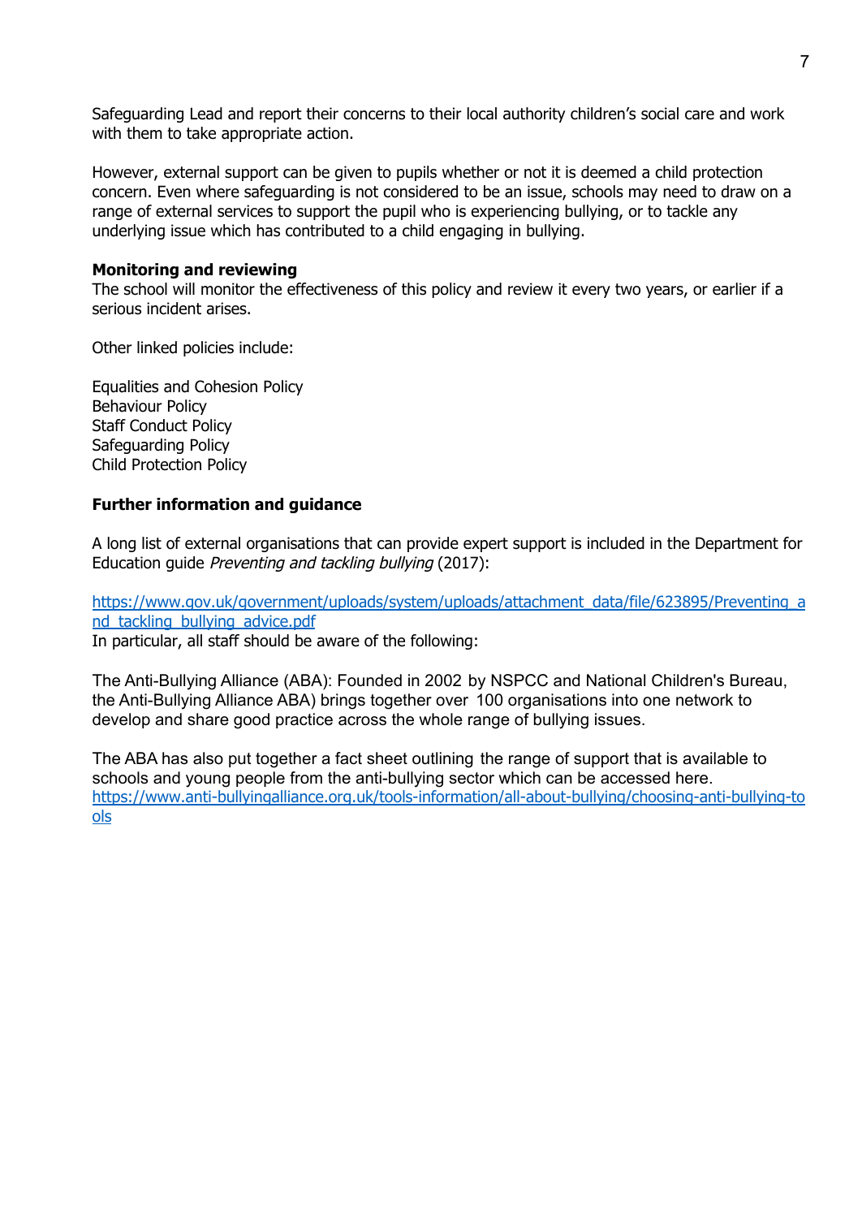Safeguarding Lead and report their concerns to their local authority children's social care and work with them to take appropriate action.

However, external support can be given to pupils whether or not it is deemed a child protection concern. Even where safeguarding is not considered to be an issue, schools may need to draw on a range of external services to support the pupil who is experiencing bullying, or to tackle any underlying issue which has contributed to a child engaging in bullying.

**Monitoring and reviewing**

The school will monitor the effectiveness of this policy and review it every two years, or earlier if a serious incident arises.

Other linked policies include:

Equalities and Cohesion Policy
Behaviour Policy
Staff Conduct Policy
Safeguarding Policy
Child Protection Policy

**Further information and guidance**

A long list of external organisations that can provide expert support is included in the Department for Education guide *Preventing and tackling bullying* (2017):

https://www.gov.uk/government/uploads/system/uploads/attachment_data/file/623895/Preventing_and_tackling_bullying_advice.pdf

In particular, all staff should be aware of the following:

The Anti-Bullying Alliance (ABA): Founded in 2002 by NSPCC and National Children's Bureau, the Anti-Bullying Alliance ABA) brings together over 100 organisations into one network to develop and share good practice across the whole range of bullying issues.

The ABA has also put together a fact sheet outlining the range of support that is available to schools and young people from the anti-bullying sector which can be accessed here.
https://www.anti-bullyingalliance.org.uk/tools-information/all-about-bullying/choosing-anti-bullying-tools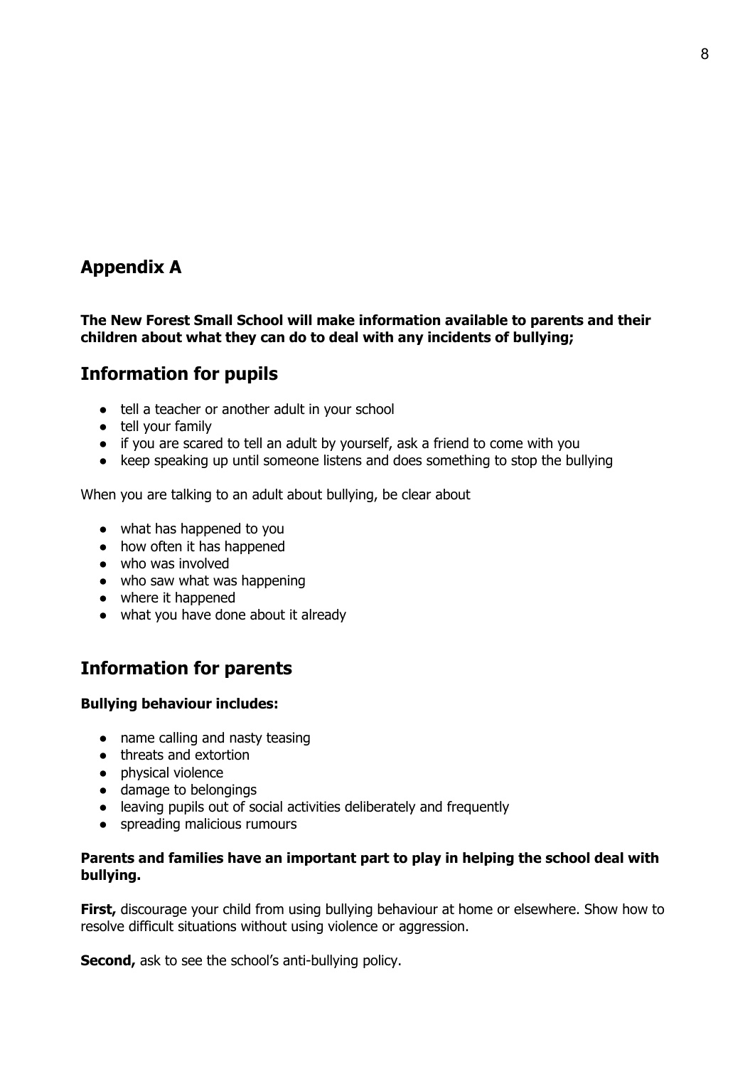## Appendix A

**The New Forest Small School will make information available to parents and their children about what they can do to deal with any incidents of bullying;**

## Information for pupils

- tell a teacher or another adult in your school
- tell your family
- if you are scared to tell an adult by yourself, ask a friend to come with you
- keep speaking up until someone listens and does something to stop the bullying

When you are talking to an adult about bullying, be clear about

- what has happened to you
- how often it has happened
- who was involved
- who saw what was happening
- where it happened
- what you have done about it already

## Information for parents

**Bullying behaviour includes:**

- name calling and nasty teasing
- threats and extortion
- physical violence
- damage to belongings
- leaving pupils out of social activities deliberately and frequently
- spreading malicious rumours

**Parents and families have an important part to play in helping the school deal with bullying.**

**First,** discourage your child from using bullying behaviour at home or elsewhere. Show how to resolve difficult situations without using violence or aggression.

**Second,** ask to see the school's anti-bullying policy.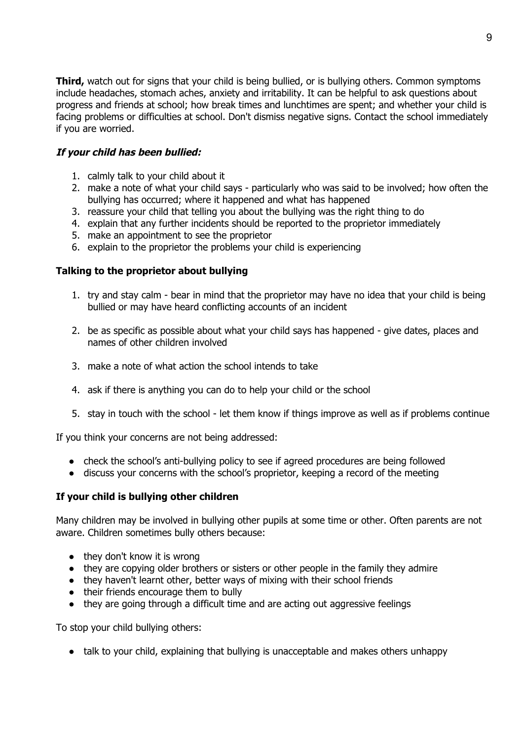**Third,** watch out for signs that your child is being bullied, or is bullying others. Common symptoms include headaches, stomach aches, anxiety and irritability. It can be helpful to ask questions about progress and friends at school; how break times and lunchtimes are spent; and whether your child is facing problems or difficulties at school. Don't dismiss negative signs. Contact the school immediately if you are worried.

### ***If your child has been bullied:***

1. calmly talk to your child about it
2. make a note of what your child says - particularly who was said to be involved; how often the bullying has occurred; where it happened and what has happened
3. reassure your child that telling you about the bullying was the right thing to do
4. explain that any further incidents should be reported to the proprietor immediately
5. make an appointment to see the proprietor
6. explain to the proprietor the problems your child is experiencing

### **Talking to the proprietor about bullying**

1. try and stay calm - bear in mind that the proprietor may have no idea that your child is being bullied or may have heard conflicting accounts of an incident

2. be as specific as possible about what your child says has happened - give dates, places and names of other children involved

3. make a note of what action the school intends to take

4. ask if there is anything you can do to help your child or the school

5. stay in touch with the school - let them know if things improve as well as if problems continue

If you think your concerns are not being addressed:

- check the school's anti-bullying policy to see if agreed procedures are being followed
- discuss your concerns with the school's proprietor, keeping a record of the meeting

### **If your child is bullying other children**

Many children may be involved in bullying other pupils at some time or other. Often parents are not aware. Children sometimes bully others because:

- they don't know it is wrong
- they are copying older brothers or sisters or other people in the family they admire
- they haven't learnt other, better ways of mixing with their school friends
- their friends encourage them to bully
- they are going through a difficult time and are acting out aggressive feelings

To stop your child bullying others:

- talk to your child, explaining that bullying is unacceptable and makes others unhappy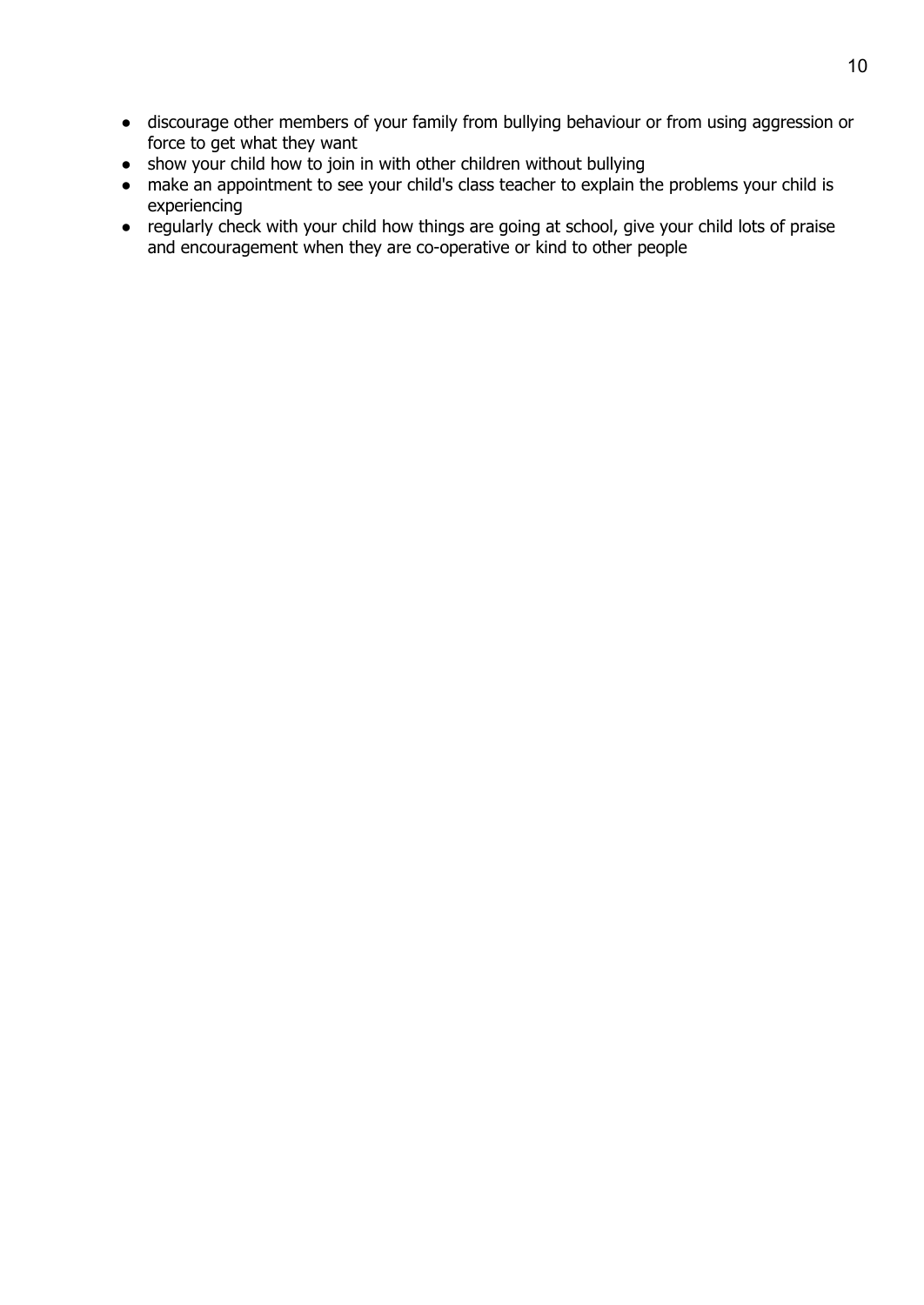- discourage other members of your family from bullying behaviour or from using aggression or force to get what they want
- show your child how to join in with other children without bullying
- make an appointment to see your child's class teacher to explain the problems your child is experiencing
- regularly check with your child how things are going at school, give your child lots of praise and encouragement when they are co-operative or kind to other people